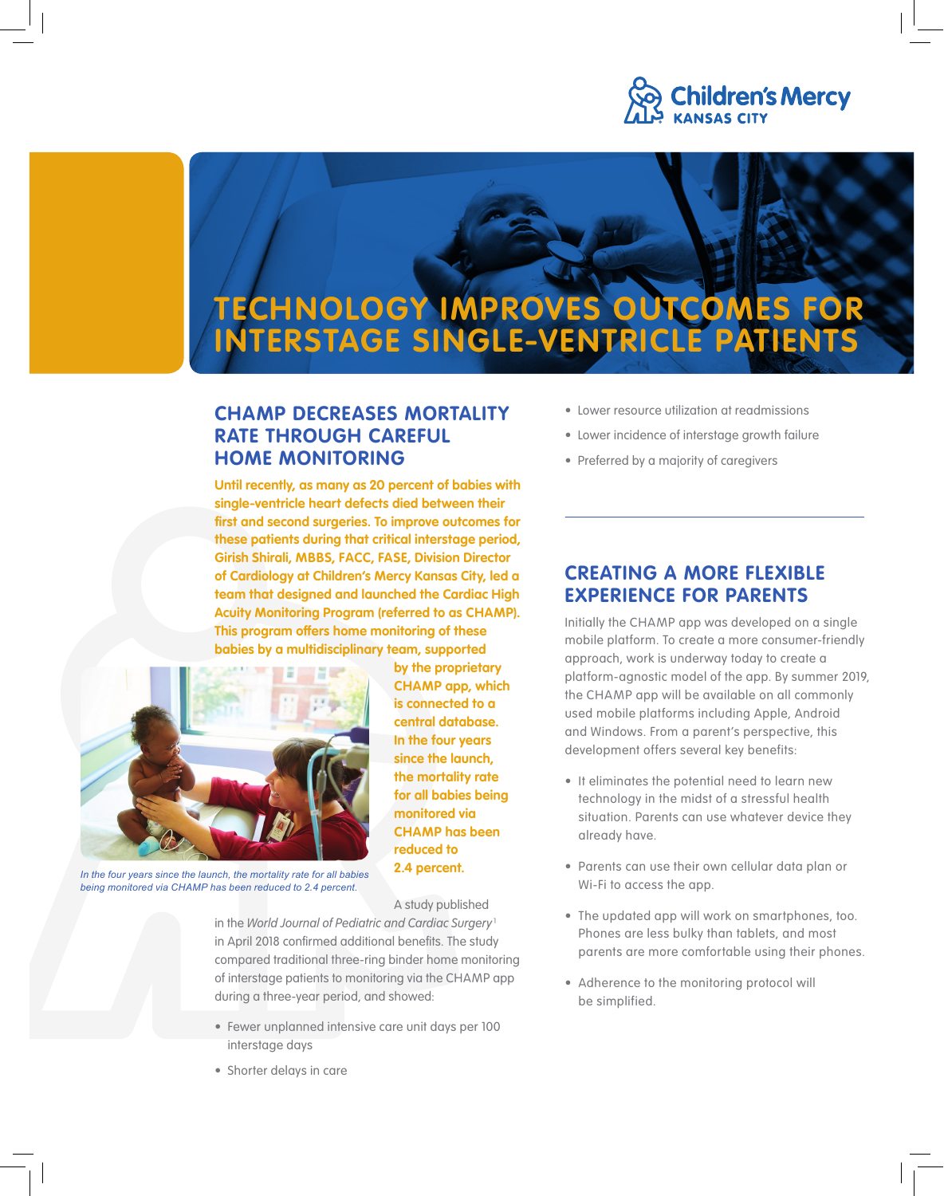# TECHNOLOGY IMPROVES OUTCOMES FOR INTERSTAGE SINGLE-VENTRICLE PATIENTS

## CHAMP DECREASES MORTALITY RATE THROUGH CAREFUL HOME MONITORING

**Until recently, as many as 20 percent of babies with single-ventricle heart defects died between their first and second surgeries. To improve outcomes for these patients during that critical interstage period, Girish Shirali, MBBS, FACC, FASE, Division Director of Cardiology at Children's Mercy Kansas City, led a team that designed and launched the Cardiac High Acuity Monitoring Program (referred to as CHAMP). This program offers home monitoring of these babies by a multidisciplinary team, supported by the proprietary CHAMP app, which is connected to a central database. In the four years since the launch, the mortality rate for all babies being monitored via CHAMP has been reduced to 2.4 percent.**

*In the four years since the launch, the mortality rate for all babies being monitored via CHAMP has been reduced to 2.4 percent.*

A study published in the *World Journal of Pediatric and Cardiac Surgery*[1] in April 2018 confirmed additional benefits. The study compared traditional three-ring binder home monitoring of interstage patients to monitoring via the CHAMP app during a three-year period, and showed:

- Fewer unplanned intensive care unit days per 100 interstage days
- Shorter delays in care
- Lower resource utilization at readmissions
- Lower incidence of interstage growth failure
- Preferred by a majority of caregivers

## CREATING A MORE FLEXIBLE EXPERIENCE FOR PARENTS

Initially the CHAMP app was developed on a single mobile platform. To create a more consumer-friendly approach, work is underway today to create a platform-agnostic model of the app. By summer 2019, the CHAMP app will be available on all commonly used mobile platforms including Apple, Android and Windows. From a parent's perspective, this development offers several key benefits:

- It eliminates the potential need to learn new technology in the midst of a stressful health situation. Parents can use whatever device they already have.
- Parents can use their own cellular data plan or Wi-Fi to access the app.
- The updated app will work on smartphones, too. Phones are less bulky than tablets, and most parents are more comfortable using their phones.
- Adherence to the monitoring protocol will be simplified.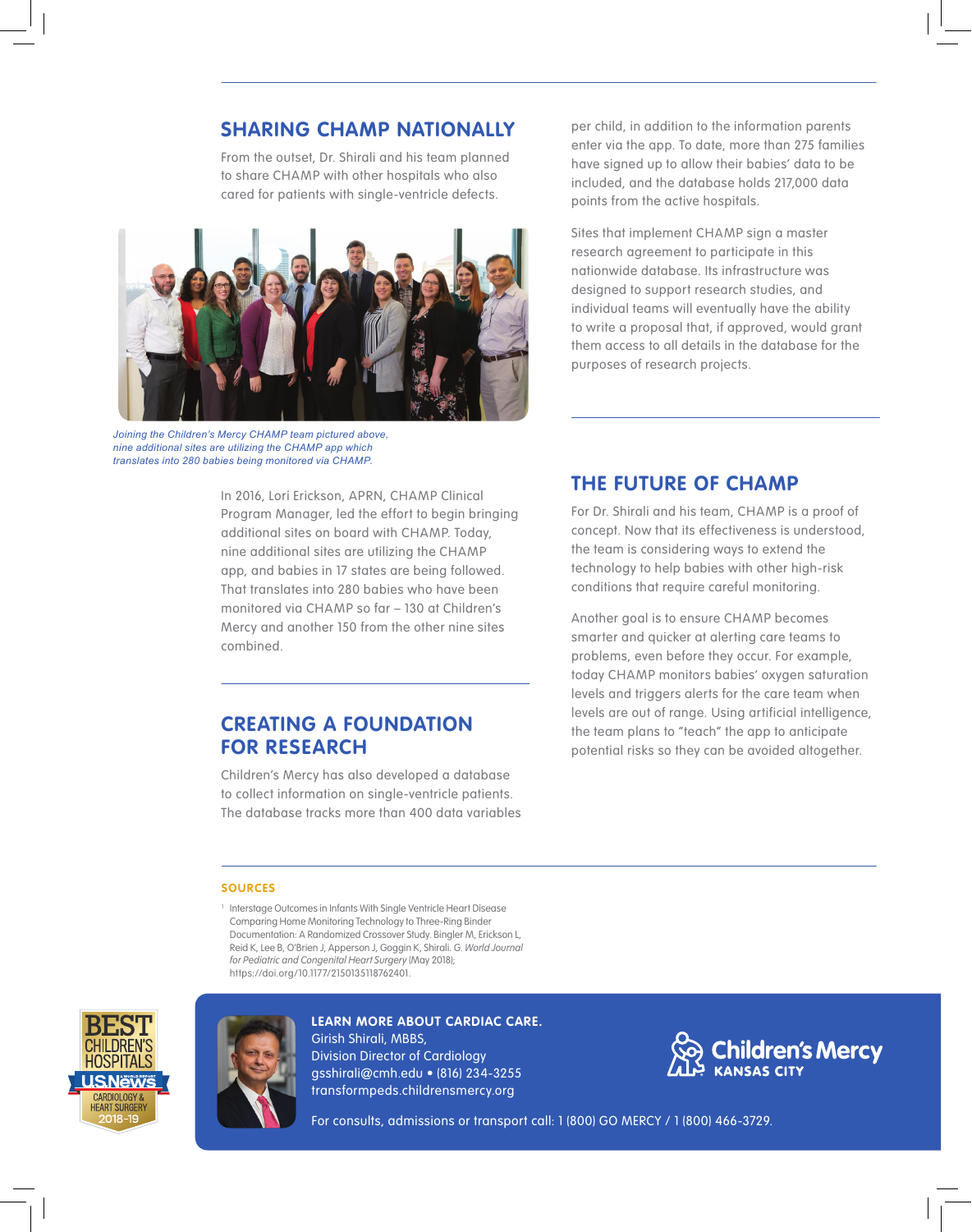## SHARING CHAMP NATIONALLY

From the outset, Dr. Shirali and his team planned to share CHAMP with other hospitals who also cared for patients with single-ventricle defects.

*Joining the Children's Mercy CHAMP team pictured above, nine additional sites are utilizing the CHAMP app which translates into 280 babies being monitored via CHAMP.*

In 2016, Lori Erickson, APRN, CHAMP Clinical Program Manager, led the effort to begin bringing additional sites on board with CHAMP. Today, nine additional sites are utilizing the CHAMP app, and babies in 17 states are being followed. That translates into 280 babies who have been monitored via CHAMP so far – 130 at Children's Mercy and another 150 from the other nine sites combined.

## CREATING A FOUNDATION FOR RESEARCH

Children's Mercy has also developed a database to collect information on single-ventricle patients. The database tracks more than 400 data variables per child, in addition to the information parents enter via the app. To date, more than 275 families have signed up to allow their babies' data to be included, and the database holds 217,000 data points from the active hospitals.

Sites that implement CHAMP sign a master research agreement to participate in this nationwide database. Its infrastructure was designed to support research studies, and individual teams will eventually have the ability to write a proposal that, if approved, would grant them access to all details in the database for the purposes of research projects.

## THE FUTURE OF CHAMP

For Dr. Shirali and his team, CHAMP is a proof of concept. Now that its effectiveness is understood, the team is considering ways to extend the technology to help babies with other high-risk conditions that require careful monitoring.

Another goal is to ensure CHAMP becomes smarter and quicker at alerting care teams to problems, even before they occur. For example, today CHAMP monitors babies' oxygen saturation levels and triggers alerts for the care team when levels are out of range. Using artificial intelligence, the team plans to "teach" the app to anticipate potential risks so they can be avoided altogether.

**SOURCES**

[1] Interstage Outcomes in Infants With Single Ventricle Heart Disease Comparing Home Monitoring Technology to Three-Ring Binder Documentation: A Randomized Crossover Study. Bingler M, Erickson L, Reid K, Lee B, O'Brien J, Apperson J, Goggin K, Shirali. G. *World Journal for Pediatric and Congenital Heart Surgery* (May 2018); https://doi.org/10.1177/2150135118762401.

BEST CHILDREN'S HOSPITALS U.S.News & World Report CARDIOLOGY & HEART SURGERY 2018-19

**LEARN MORE ABOUT CARDIAC CARE.**
Girish Shirali, MBBS,
Division Director of Cardiology
gsshirali@cmh.edu • (816) 234-3255
transformpeds.childrensmercy.org

For consults, admissions or transport call: 1 (800) GO MERCY / 1 (800) 466-3729.

Children's Mercy KANSAS CITY